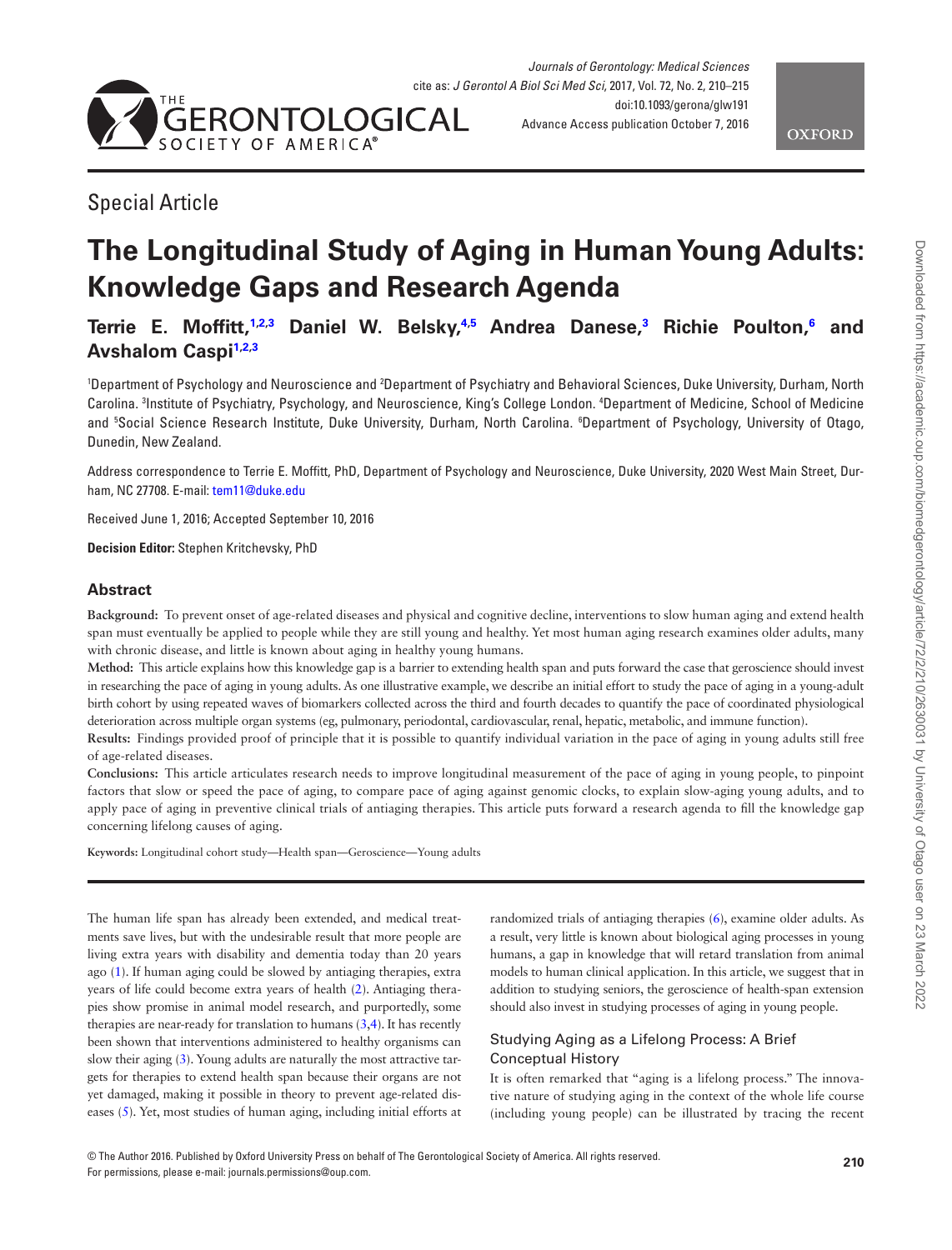Special Article

# The Longitudinal Study of Aging in Human Young Adults: Knowledge Gaps and Research Agenda

**Terrie E. Moffitt,[1,2,3] Daniel W. Belsky,[4,5] Andrea Danese,[3] Richie Poulton,[6] and Avshalom Caspi[1,2,3]**

[1]Department of Psychology and Neuroscience and [2]Department of Psychiatry and Behavioral Sciences, Duke University, Durham, North Carolina. [3]Institute of Psychiatry, Psychology, and Neuroscience, King's College London. [4]Department of Medicine, School of Medicine and [5]Social Science Research Institute, Duke University, Durham, North Carolina. [6]Department of Psychology, University of Otago, Dunedin, New Zealand.

Address correspondence to Terrie E. Moffitt, PhD, Department of Psychology and Neuroscience, Duke University, 2020 West Main Street, Durham, NC 27708. E-mail: tem11@duke.edu

Received June 1, 2016; Accepted September 10, 2016

**Decision Editor:** Stephen Kritchevsky, PhD

## Abstract

**Background:** To prevent onset of age-related diseases and physical and cognitive decline, interventions to slow human aging and extend health span must eventually be applied to people while they are still young and healthy. Yet most human aging research examines older adults, many with chronic disease, and little is known about aging in healthy young humans.

**Method:** This article explains how this knowledge gap is a barrier to extending health span and puts forward the case that geroscience should invest in researching the pace of aging in young adults. As one illustrative example, we describe an initial effort to study the pace of aging in a young-adult birth cohort by using repeated waves of biomarkers collected across the third and fourth decades to quantify the pace of coordinated physiological deterioration across multiple organ systems (eg, pulmonary, periodontal, cardiovascular, renal, hepatic, metabolic, and immune function).

**Results:** Findings provided proof of principle that it is possible to quantify individual variation in the pace of aging in young adults still free of age-related diseases.

**Conclusions:** This article articulates research needs to improve longitudinal measurement of the pace of aging in young people, to pinpoint factors that slow or speed the pace of aging, to compare pace of aging against genomic clocks, to explain slow-aging young adults, and to apply pace of aging in preventive clinical trials of antiaging therapies. This article puts forward a research agenda to fill the knowledge gap concerning lifelong causes of aging.

**Keywords:** Longitudinal cohort study—Health span—Geroscience—Young adults

The human life span has already been extended, and medical treatments save lives, but with the undesirable result that more people are living extra years with disability and dementia today than 20 years ago (1). If human aging could be slowed by antiaging therapies, extra years of life could become extra years of health (2). Antiaging therapies show promise in animal model research, and purportedly, some therapies are near-ready for translation to humans (3,4). It has recently been shown that interventions administered to healthy organisms can slow their aging (3). Young adults are naturally the most attractive targets for therapies to extend health span because their organs are not yet damaged, making it possible in theory to prevent age-related diseases (5). Yet, most studies of human aging, including initial efforts at randomized trials of antiaging therapies (6), examine older adults. As a result, very little is known about biological aging processes in young humans, a gap in knowledge that will retard translation from animal models to human clinical application. In this article, we suggest that in addition to studying seniors, the geroscience of health-span extension should also invest in studying processes of aging in young people.

## Studying Aging as a Lifelong Process: A Brief Conceptual History

It is often remarked that "aging is a lifelong process." The innovative nature of studying aging in the context of the whole life course (including young people) can be illustrated by tracing the recent

© The Author 2016. Published by Oxford University Press on behalf of The Gerontological Society of America. All rights reserved. For permissions, please e-mail: journals.permissions@oup.com.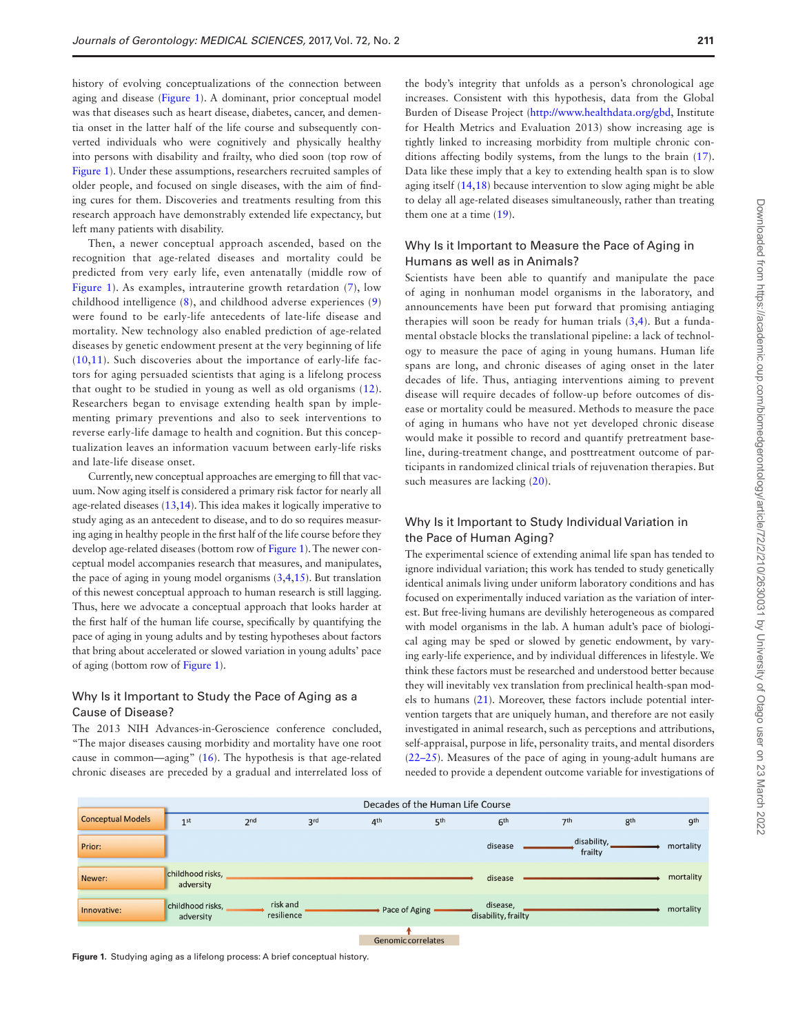history of evolving conceptualizations of the connection between aging and disease (Figure 1). A dominant, prior conceptual model was that diseases such as heart disease, diabetes, cancer, and dementia onset in the latter half of the life course and subsequently converted individuals who were cognitively and physically healthy into persons with disability and frailty, who died soon (top row of Figure 1). Under these assumptions, researchers recruited samples of older people, and focused on single diseases, with the aim of finding cures for them. Discoveries and treatments resulting from this research approach have demonstrably extended life expectancy, but left many patients with disability.

Then, a newer conceptual approach ascended, based on the recognition that age-related diseases and mortality could be predicted from very early life, even antenatally (middle row of Figure 1). As examples, intrauterine growth retardation (7), low childhood intelligence (8), and childhood adverse experiences (9) were found to be early-life antecedents of late-life disease and mortality. New technology also enabled prediction of age-related diseases by genetic endowment present at the very beginning of life (10,11). Such discoveries about the importance of early-life factors for aging persuaded scientists that aging is a lifelong process that ought to be studied in young as well as old organisms (12). Researchers began to envisage extending health span by implementing primary preventions and also to seek interventions to reverse early-life damage to health and cognition. But this conceptualization leaves an information vacuum between early-life risks and late-life disease onset.

Currently, new conceptual approaches are emerging to fill that vacuum. Now aging itself is considered a primary risk factor for nearly all age-related diseases (13,14). This idea makes it logically imperative to study aging as an antecedent to disease, and to do so requires measuring aging in healthy people in the first half of the life course before they develop age-related diseases (bottom row of Figure 1). The newer conceptual model research that measures, and manipulates, the pace of aging in young model organisms (3,4,15). But translation of this newest conceptual approach to human research is still lagging. Thus, here we advocate a conceptual approach that looks harder at the first half of the human life course, specifically by quantifying the pace of aging in young adults and by testing hypotheses about factors that bring about accelerated or slowed variation in young adults' pace of aging (bottom row of Figure 1).

## Why Is it Important to Study the Pace of Aging as a Cause of Disease?

The 2013 NIH Advances-in-Geroscience conference concluded, "The major diseases causing morbidity and mortality have one root cause in common—aging" (16). The hypothesis is that age-related chronic diseases are preceded by a gradual and interrelated loss of the body's integrity that unfolds as a person's chronological age increases. Consistent with this hypothesis, data from the Global Burden of Disease Project (http://www.healthdata.org/gbd, Institute for Health Metrics and Evaluation 2013) show increasing age is tightly linked to increasing morbidity from multiple chronic conditions affecting bodily systems, from the lungs to the brain (17). Data like these imply that a key to extending health span is to slow aging itself (14,18) because intervention to slow aging might be able to delay all age-related diseases simultaneously, rather than treating them one at a time (19).

## Why Is it Important to Measure the Pace of Aging in Humans as well as in Animals?

Scientists have been able to quantify and manipulate the pace of aging in nonhuman model organisms in the laboratory, and announcements have been put forward that promising antiaging therapies will soon be ready for human trials (3,4). But a fundamental obstacle blocks the translational pipeline: a lack of technology to measure the pace of aging in young humans. Human life spans are long, and chronic diseases of aging onset in the later decades of life. Thus, antiaging interventions aiming to prevent disease will require decades of follow-up before outcomes of disease or mortality could be measured. Methods to measure the pace of aging in humans who have not yet developed chronic disease would make it possible to record and quantify pretreatment baseline, during-treatment change, and posttreatment outcome of participants in randomized clinical trials of rejuvenation therapies. But such measures are lacking (20).

## Why Is it Important to Study Individual Variation in the Pace of Human Aging?

The experimental science of extending animal life span has tended to ignore individual variation; this work has tended to study genetically identical animals living under uniform laboratory conditions and has focused on experimentally induced variation as the variation of interest. But free-living humans are devilishly heterogeneous as compared with model organisms in the lab. A human adult's pace of biological aging may be sped or slowed by genetic endowment, by varying early-life experience, and by individual differences in lifestyle. We think these factors must be researched and understood better because they will inevitably vex translation from preclinical health-span models to humans (21). Moreover, these factors include potential intervention targets that are uniquely human, and therefore are not easily investigated in animal research, such as perceptions and attributions, self-appraisal, purpose in life, personality traits, and mental disorders (22–25). Measures of the pace of aging in young-adult humans are needed to provide a dependent outcome variable for investigations of

Decades of the Human Life Course

Conceptual Models

1st 2nd 3rd 4th 5th 6th 7th 8th 9th

Prior: disease → disability, frailty → mortality

Newer: childhood risks, adversity → disease → mortality

Innovative: childhood risks, adversity → risk and resilience → Pace of Aging → disease, disability, frailty → mortality

Genomic correlates

**Figure 1.** Studying aging as a lifelong process: A brief conceptual history.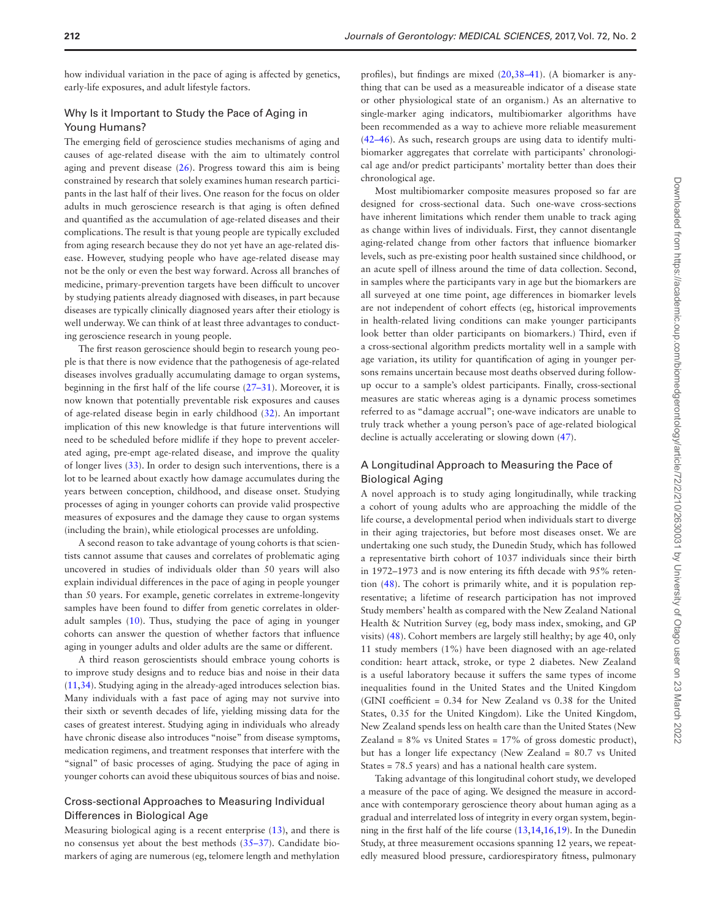how individual variation in the pace of aging is affected by genetics, early-life exposures, and adult lifestyle factors.

## Why Is it Important to Study the Pace of Aging in Young Humans?

The emerging field of geroscience studies mechanisms of aging and causes of age-related disease with the aim to ultimately control aging and prevent disease (26). Progress toward this aim is being constrained by research that solely examines human research participants in the last half of their lives. One reason for the focus on older adults in much geroscience research is that aging is often defined and quantified as the accumulation of age-related diseases and their complications. The result is that young people are typically excluded from aging research because they do not yet have an age-related disease. However, studying people who have age-related disease may not be the only or even the best way forward. Across all branches of medicine, primary-prevention targets have been difficult to uncover by studying patients already diagnosed with diseases, in part because diseases are typically clinically diagnosed years after their etiology is well underway. We can think of at least three advantages to conducting geroscience research in young people.

The first reason geroscience should begin to research young people is that there is now evidence that the pathogenesis of age-related diseases involves gradually accumulating damage to organ systems, beginning in the first half of the life course (27–31). Moreover, it is now known that potentially preventable risk exposures and causes of age-related disease begin in early childhood (32). An important implication of this new knowledge is that future interventions will need to be scheduled before midlife if they hope to prevent accelerated aging, pre-empt age-related disease, and improve the quality of longer lives (33). In order to design such interventions, there is a lot to be learned about exactly how damage accumulates during the years between conception, childhood, and disease onset. Studying processes of aging in younger cohorts can provide valid prospective measures of exposures and the damage they cause to organ systems (including the brain), while etiological processes are unfolding.

A second reason to take advantage of young cohorts is that scientists cannot assume that causes and correlates of problematic aging uncovered in studies of individuals older than 50 years will also explain individual differences in the pace of aging in people younger than 50 years. For example, genetic correlates in extreme-longevity samples have been found to differ from genetic correlates in older-adult samples (10). Thus, studying the pace of aging in younger cohorts can answer the question of whether factors that influence aging in younger adults and older adults are the same or different.

A third reason geroscientists should embrace young cohorts is to improve study designs and to reduce bias and noise in their data (11,34). Studying aging in the already-aged introduces selection bias. Many individuals with a fast pace of aging may not survive into their sixth or seventh decades of life, yielding missing data for the cases of greatest interest. Studying aging in individuals who already have chronic disease also introduces "noise" from disease symptoms, medication regimens, and treatment responses that interfere with the "signal" of basic processes of aging. Studying the pace of aging in younger cohorts can avoid these ubiquitous sources of bias and noise.

## Cross-sectional Approaches to Measuring Individual Differences in Biological Age

Measuring biological aging is a recent enterprise (13), and there is no consensus yet about the best methods (35–37). Candidate biomarkers of aging are numerous (eg, telomere length and methylation profiles), but findings are mixed (20,38–41). (A biomarker is anything that can be used as a measureable indicator of a disease state or other physiological state of an organism.) As an alternative to single-marker aging indicators, multibiomarker algorithms have been recommended as a way to achieve more reliable measurement (42–46). As such, research groups are using data to identify multibiomarker aggregates that correlate with participants' chronological age and/or predict participants' mortality better than does their chronological age.

Most multibiomarker composite measures proposed so far are designed for cross-sectional data. Such one-wave cross-sections have inherent limitations which render them unable to track aging as change within lives of individuals. First, they cannot disentangle aging-related change from other factors that influence biomarker levels, such as pre-existing poor health sustained since childhood, or an acute spell of illness around the time of data collection. Second, in samples where the participants vary in age but the biomarkers are all surveyed at one time point, age differences in biomarker levels are not independent of cohort effects (eg, historical improvements in health-related living conditions can make younger participants look better than older participants on biomarkers.) Third, even if a cross-sectional algorithm predicts mortality well in a sample with age variation, its utility for quantification of aging in younger persons remains uncertain because most deaths observed during follow-up occur to a sample's oldest participants. Finally, cross-sectional measures are static whereas aging is a dynamic process sometimes referred to as "damage accrual"; one-wave indicators are unable to truly track whether a young person's pace of age-related biological decline is actually accelerating or slowing down (47).

## A Longitudinal Approach to Measuring the Pace of Biological Aging

A novel approach is to study aging longitudinally, while tracking a cohort of young adults who are approaching the middle of the life course, a developmental period when individuals start to diverge in their aging trajectories, but before most diseases onset. We are undertaking one such study, the Dunedin Study, which has followed a representative birth cohort of 1037 individuals since their birth in 1972–1973 and is now entering its fifth decade with 95% retention (48). The cohort is primarily white, and it is population representative; a lifetime of research participation has not improved Study members' health as compared with the New Zealand National Health & Nutrition Survey (eg, body mass index, smoking, and GP visits) (48). Cohort members are largely still healthy; by age 40, only 11 study members (1%) have been diagnosed with an age-related condition: heart attack, stroke, or type 2 diabetes. New Zealand is a useful laboratory because it suffers the same types of income inequalities found in the United States and the United Kingdom (GINI coefficient = 0.34 for New Zealand vs 0.38 for the United States, 0.35 for the United Kingdom). Like the United Kingdom, New Zealand spends less on health care than the United States (New Zealand = 8% vs United States = 17% of gross domestic product), but has a longer life expectancy (New Zealand = 80.7 vs United States = 78.5 years) and has a national health care system.

Taking advantage of this longitudinal cohort study, we developed a measure of the pace of aging. We designed the measure in accordance with contemporary geroscience theory about human aging as a gradual and interrelated loss of integrity in every organ system, beginning in the first half of the life course (13,14,16,19). In the Dunedin Study, at three measurement occasions spanning 12 years, we repeatedly measured blood pressure, cardiorespiratory fitness, pulmonary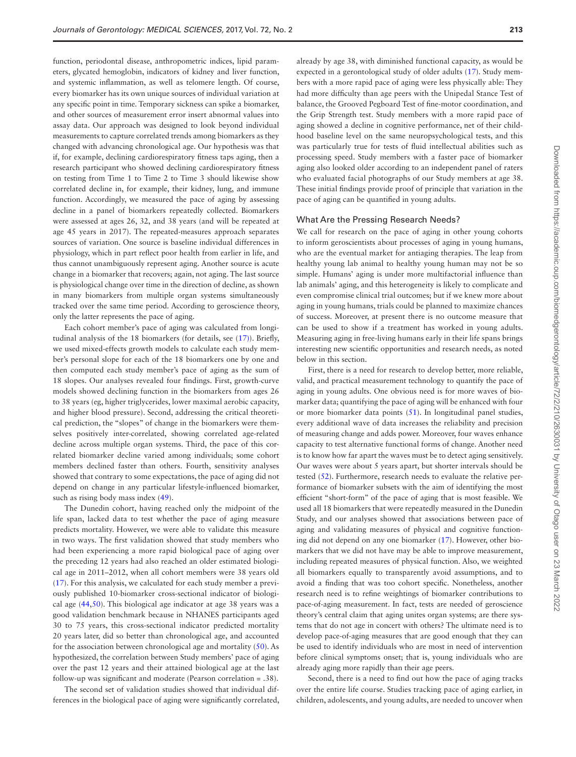function, periodontal disease, anthropometric indices, lipid parameters, glycated hemoglobin, indicators of kidney and liver function, and systemic inflammation, as well as telomere length. Of course, every biomarker has its own unique sources of individual variation at any specific point in time. Temporary sickness can spike a biomarker, and other sources of measurement error insert abnormal values into assay data. Our approach was designed to look beyond individual measurements to capture correlated trends among biomarkers as they changed with advancing chronological age. Our hypothesis was that if, for example, declining cardiorespiratory fitness taps aging, then a research participant who showed declining cardiorespiratory fitness on testing from Time 1 to Time 2 to Time 3 should likewise show correlated decline in, for example, their kidney, lung, and immune function. Accordingly, we measured the pace of aging by assessing decline in a panel of biomarkers repeatedly collected. Biomarkers were assessed at ages 26, 32, and 38 years (and will be repeated at age 45 years in 2017). The repeated-measures approach separates sources of variation. One source is baseline individual differences in physiology, which in part reflect poor health from earlier in life, and thus cannot unambiguously represent aging. Another source is acute change in a biomarker that recovers; again, not aging. The last source is physiological change over time in the direction of decline, as shown in many biomarkers from multiple organ systems simultaneously tracked over the same time period. According to geroscience theory, only the latter represents the pace of aging.

Each cohort member's pace of aging was calculated from longitudinal analysis of the 18 biomarkers (for details, see (17)). Briefly, we used mixed-effects growth models to calculate each study member's personal slope for each of the 18 biomarkers one by one and then computed each study member's pace of aging as the sum of 18 slopes. Our analyses revealed four findings. First, growth-curve models showed declining function in the biomarkers from ages 26 to 38 years (eg, higher triglycerides, lower maximal aerobic capacity, and higher blood pressure). Second, addressing the critical theoretical prediction, the "slopes" of change in the biomarkers were themselves positively inter-correlated, showing correlated age-related decline across multiple organ systems. Third, the pace of this correlated biomarker decline varied among individuals; some cohort members declined faster than others. Fourth, sensitivity analyses showed that contrary to some expectations, the pace of aging did not depend on change in any particular lifestyle-influenced biomarker, such as rising body mass index (49).

The Dunedin cohort, having reached only the midpoint of the life span, lacked data to test whether the pace of aging measure predicts mortality. However, we were able to validate this measure in two ways. The first validation showed that study members who had been experiencing a more rapid biological pace of aging over the preceding 12 years had also reached an older estimated biological age in 2011–2012, when all cohort members were 38 years old (17). For this analysis, we calculated for each study member a previously published 10-biomarker cross-sectional indicator of biological age (44,50). This biological age indicator at age 38 years was a good validation benchmark because in NHANES participants aged 30 to 75 years, this cross-sectional indicator predicted mortality 20 years later, did so better than chronological age, and accounted for the association between chronological age and mortality (50). As hypothesized, the correlation between Study members' pace of aging over the past 12 years and their attained biological age at the last follow-up was significant and moderate (Pearson correlation = .38).

The second set of validation studies showed that individual differences in the biological pace of aging were significantly correlated, already by age 38, with diminished functional capacity, as would be expected in a gerontological study of older adults (17). Study members with a more rapid pace of aging were less physically able: They had more difficulty than age peers with the Unipedal Stance Test of balance, the Grooved Pegboard Test of fine-motor coordination, and the Grip Strength test. Study members with a more rapid pace of aging showed a decline in cognitive performance, net of their childhood baseline level on the same neuropsychological tests, and this was particularly true for tests of fluid intellectual abilities such as processing speed. Study members with a faster pace of biomarker aging also looked older according to an independent panel of raters who evaluated facial photographs of our Study members at age 38. These initial findings provide proof of principle that variation in the pace of aging can be quantified in young adults.

## What Are the Pressing Research Needs?

We call for research on the pace of aging in other young cohorts to inform geroscientists about processes of aging in young humans, who are the eventual market for antiaging therapies. The leap from healthy young lab animal to healthy young human may not be so simple. Humans' aging is under more multifactorial influence than lab animals' aging, and this heterogeneity is likely to complicate and even compromise clinical trial outcomes; but if we knew more about aging in young humans, trials could be planned to maximize chances of success. Moreover, at present there is no outcome measure that can be used to show if a treatment has worked in young adults. Measuring aging in free-living humans early in their life spans brings interesting new scientific opportunities and research needs, as noted below in this section.

First, there is a need for research to develop better, more reliable, valid, and practical measurement technology to quantify the pace of aging in young adults. One obvious need is for more waves of biomarker data; quantifying the pace of aging will be enhanced with four or more biomarker data points (51). In longitudinal panel studies, every additional wave of data increases the reliability and precision of measuring change and adds power. Moreover, four waves enhance capacity to test alternative functional forms of change. Another need is to know how far apart the waves must be to detect aging sensitively. Our waves were about 5 years apart, but shorter intervals should be tested (52). Furthermore, research needs to evaluate the relative performance of biomarker subsets with the aim of identifying the most efficient "short-form" of the pace of aging that is most feasible. We used all 18 biomarkers that were repeatedly measured in the Dunedin Study, and our analyses showed that associations between pace of aging and validating measures of physical and cognitive functioning did not depend on any one biomarker (17). However, other biomarkers that we did not have may be able to improve measurement, including repeated measures of physical function. Also, we weighted all biomarkers equally to transparently avoid assumptions, and to avoid a finding that was too cohort specific. Nonetheless, another research need is to refine weightings of biomarker contributions to pace-of-aging measurement. In fact, tests are needed of geroscience theory's central claim that aging unites organ systems; are there systems that do not age in concert with others? The ultimate need is to develop pace-of-aging measures that are good enough that they can be used to identify individuals who are most in need of intervention before clinical symptoms onset; that is, young individuals who are already aging more rapidly than their age peers.

Second, there is a need to find out how the pace of aging tracks over the entire life course. Studies tracking pace of aging earlier, in children, adolescents, and young adults, are needed to uncover when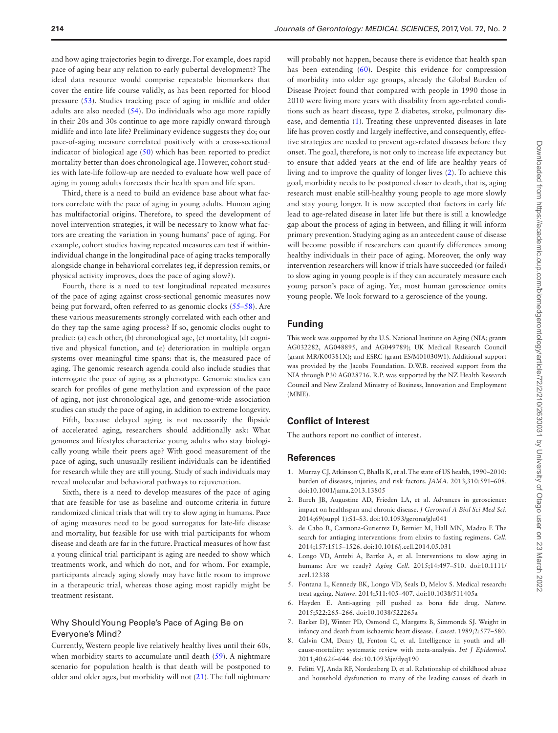and how aging trajectories begin to diverge. For example, does rapid pace of aging bear any relation to early pubertal development? The ideal data resource would comprise repeatable biomarkers that cover the entire life course validly, as has been reported for blood pressure (53). Studies tracking pace of aging in midlife and older adults are also needed (54). Do individuals who age more rapidly in their 20s and 30s continue to age more rapidly onward through midlife and into late life? Preliminary evidence suggests they do; our pace-of-aging measure correlated positively with a cross-sectional indicator of biological age (50) which has been reported to predict mortality better than does chronological age. However, cohort studies with late-life follow-up are needed to evaluate how well pace of aging in young adults forecasts their health span and life span.

Third, there is a need to build an evidence base about what factors correlate with the pace of aging in young adults. Human aging has multifactorial origins. Therefore, to speed the development of novel intervention strategies, it will be necessary to know what factors are creating the variation in young humans' pace of aging. For example, cohort studies having repeated measures can test if within-individual change in the longitudinal pace of aging tracks temporally alongside change in behavioral correlates (eg, if depression remits, or physical activity improves, does the pace of aging slow?).

Fourth, there is a need to test longitudinal repeated measures of the pace of aging against cross-sectional genomic measures now being put forward, often referred to as genomic clocks (55–58). Are these various measurements strongly correlated with each other and do they tap the same aging process? If so, genomic clocks ought to predict: (a) each other, (b) chronological age, (c) mortality, (d) cognitive and physical function, and (e) deterioration in multiple organ systems over meaningful time spans: that is, the measured pace of aging. The genomic research agenda could also include studies that interrogate the pace of aging as a phenotype. Genomic studies can search for profiles of gene methylation and expression of the pace of aging, not just chronological age, and genome-wide association studies can study the pace of aging, in addition to extreme longevity.

Fifth, because delayed aging is not necessarily the flipside of accelerated aging, researchers should additionally ask: What genomes and lifestyles characterize young adults who stay biologically young while their peers age? With good measurement of the pace of aging, such unusually resilient individuals can be identified for research while they are still young. Study of such individuals may reveal molecular and behavioral pathways to rejuvenation.

Sixth, there is a need to develop measures of the pace of aging that are feasible for use as baseline and outcome criteria in future randomized clinical trials that will try to slow aging in humans. Pace of aging measures need to be good surrogates for late-life disease and mortality, but feasible for use with trial participants for whom disease and death are far in the future. Practical measures of how fast a young clinical trial participant is aging are needed to show which treatments work, and which do not, and for whom. For example, participants already aging slowly may have little room to improve in a therapeutic trial, whereas those aging most rapidly might be treatment resistant.

### Why Should Young People's Pace of Aging Be on Everyone's Mind?

Currently, Western people live relatively healthy lives until their 60s, when morbidity starts to accumulate until death (59). A nightmare scenario for population health is that death will be postponed to older and older ages, but morbidity will not (21). The full nightmare will probably not happen, because there is evidence that health span has been extending (60). Despite this evidence for compression of morbidity into older age groups, already the Global Burden of Disease Project found that compared with people in 1990 those in 2010 were living more years with disability from age-related conditions such as heart disease, type 2 diabetes, stroke, pulmonary disease, and dementia (1). Treating these unprevented diseases in late life has proven costly and largely ineffective, and consequently, effective strategies are needed to prevent age-related diseases before they onset. The goal, therefore, is not only to increase life expectancy but to ensure that added years at the end of life are healthy years of living and to improve the quality of longer lives (2). To achieve this goal, morbidity needs to be postponed closer to death, that is, aging research must enable still-healthy young people to age more slowly and stay young longer. It is now accepted that factors in early life lead to age-related disease in later life but there is still a knowledge gap about the process of aging in between, and filling it will inform primary prevention. Studying aging as an antecedent cause of disease will become possible if researchers can quantify differences among healthy individuals in their pace of aging. Moreover, the only way intervention researchers will know if trials have succeeded (or failed) to slow aging in young people is if they can accurately measure each young person's pace of aging. Yet, most human geroscience omits young people. We look forward to a geroscience of the young.

## Funding

This work was supported by the U.S. National Institute on Aging (NIA; grants AG032282, AG048895, and AG049789); UK Medical Research Council (grant MR/K00381X); and ESRC (grant ES/M010309/1). Additional support was provided by the Jacobs Foundation. D.W.B. received support from the NIA through P30 AG028716. R.P. was supported by the NZ Health Research Council and New Zealand Ministry of Business, Innovation and Employment (MBIE).

## Conflict of Interest

The authors report no conflict of interest.

## References

1. Murray CJ, Atkinson C, Bhalla K, et al. The state of US health, 1990–2010: burden of diseases, injuries, and risk factors. *JAMA*. 2013;310:591–608. doi:10.1001/jama.2013.13805
2. Burch JB, Augustine AD, Frieden LA, et al. Advances in geroscience: impact on healthspan and chronic disease. *J Gerontol A Biol Sci Med Sci*. 2014;69(suppl 1):S1–S3. doi:10.1093/gerona/glu041
3. de Cabo R, Carmona-Gutierrez D, Bernier M, Hall MN, Madeo F. The search for antiaging interventions: from elixirs to fasting regimens. *Cell*. 2014;157:1515–1526. doi:10.1016/j.cell.2014.05.031
4. Longo VD, Antebi A, Bartke A, et al. Interventions to slow aging in humans: Are we ready? *Aging Cell*. 2015;14:497–510. doi:10.1111/acel.12338
5. Fontana L, Kennedy BK, Longo VD, Seals D, Melov S. Medical research: treat ageing. *Nature*. 2014;511:405–407. doi:10.1038/511405a
6. Hayden E. Anti-ageing pill pushed as bona fide drug. *Nature*. 2015;522:265–266. doi:10.1038/522265a
7. Barker DJ, Winter PD, Osmond C, Margetts B, Simmonds SJ. Weight in infancy and death from ischaemic heart disease. *Lancet*. 1989;2:577–580.
8. Calvin CM, Deary IJ, Fenton C, et al. Intelligence in youth and all-cause-mortality: systematic review with meta-analysis. *Int J Epidemiol*. 2011;40:626–644. doi:10.1093/ije/dyq190
9. Felitti VJ, Anda RF, Nordenberg D, et al. Relationship of childhood abuse and household dysfunction to many of the leading causes of death in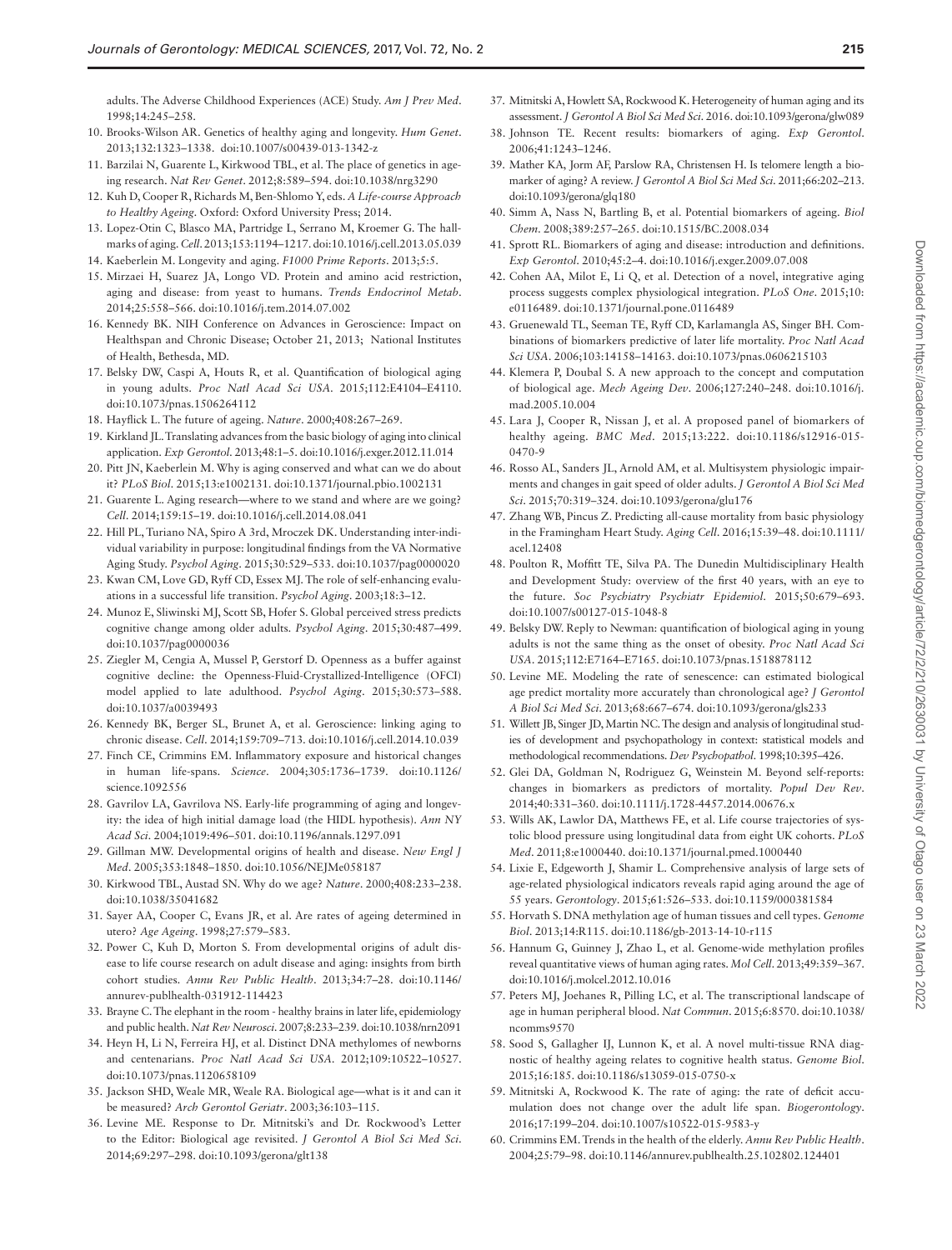adults. The Adverse Childhood Experiences (ACE) Study. *Am J Prev Med*. 1998;14:245–258.

10. Brooks-Wilson AR. Genetics of healthy aging and longevity. *Hum Genet*. 2013;132:1323–1338. doi:10.1007/s00439-013-1342-z
11. Barzilai N, Guarente L, Kirkwood TBL, et al. The place of genetics in ageing research. *Nat Rev Genet*. 2012;8:589–594. doi:10.1038/nrg3290
12. Kuh D, Cooper R, Richards M, Ben-Shlomo Y, eds. *A Life-course Approach to Healthy Ageing*. Oxford: Oxford University Press; 2014.
13. Lopez-Otin C, Blasco MA, Partridge L, Serrano M, Kroemer G. The hallmarks of aging. *Cell*. 2013;153:1194–1217. doi:10.1016/j.cell.2013.05.039
14. Kaeberlein M. Longevity and aging. *F1000 Prime Reports*. 2013;5:5.
15. Mirzaei H, Suarez JA, Longo VD. Protein and amino acid restriction, aging and disease: from yeast to humans. *Trends Endocrinol Metab*. 2014;25:558–566. doi:10.1016/j.tem.2014.07.002
16. Kennedy BK. NIH Conference on Advances in Geroscience: Impact on Healthspan and Chronic Disease; October 21, 2013; National Institutes of Health, Bethesda, MD.
17. Belsky DW, Caspi A, Houts R, et al. Quantification of biological aging in young adults. *Proc Natl Acad Sci USA*. 2015;112:E4104–E4110. doi:10.1073/pnas.1506264112
18. Hayflick L. The future of ageing. *Nature*. 2000;408:267–269.
19. Kirkland JL. Translating advances from the basic biology of aging into clinical application. *Exp Gerontol*. 2013;48:1–5. doi:10.1016/j.exger.2012.11.014
20. Pitt JN, Kaeberlein M. Why is aging conserved and what can we do about it? *PLoS Biol*. 2015;13:e1002131. doi:10.1371/journal.pbio.1002131
21. Guarente L. Aging research—where to we stand and where are we going? *Cell*. 2014;159:15–19. doi:10.1016/j.cell.2014.08.041
22. Hill PL, Turiano NA, Spiro A 3rd, Mroczek DK. Understanding inter-individual variability in purpose: longitudinal findings from the VA Normative Aging Study. *Psychol Aging*. 2015;30:529–533. doi:10.1037/pag0000020
23. Kwan CM, Love GD, Ryff CD, Essex MJ. The role of self-enhancing evaluations in a successful life transition. *Psychol Aging*. 2003;18:3–12.
24. Munoz E, Sliwinski MJ, Scott SB, Hofer S. Global perceived stress predicts cognitive change among older adults. *Psychol Aging*. 2015;30:487–499. doi:10.1037/pag0000036
25. Ziegler M, Cengia A, Mussel P, Gerstorf D. Openness as a buffer against cognitive decline: the Openness-Fluid-Crystallized-Intelligence (OFCI) model applied to late adulthood. *Psychol Aging*. 2015;30:573–588. doi:10.1037/a0039493
26. Kennedy BK, Berger SL, Brunet A, et al. Geroscience: linking aging to chronic disease. *Cell*. 2014;159:709–713. doi:10.1016/j.cell.2014.10.039
27. Finch CE, Crimmins EM. Inflammatory exposure and historical changes in human life-spans. *Science*. 2004;305:1736–1739. doi:10.1126/science.1092556
28. Gavrilov LA, Gavrilova NS. Early-life programming of aging and longevity: the idea of high initial damage load (the HIDL hypothesis). *Ann NY Acad Sci*. 2004;1019:496–501. doi:10.1196/annals.1297.091
29. Gillman MW. Developmental origins of health and disease. *New Engl J Med*. 2005;353:1848–1850. doi:10.1056/NEJMe058187
30. Kirkwood TBL, Austad SN. Why do we age? *Nature*. 2000;408:233–238. doi:10.1038/35041682
31. Sayer AA, Cooper C, Evans JR, et al. Are rates of ageing determined in utero? *Age Ageing*. 1998;27:579–583.
32. Power C, Kuh D, Morton S. From developmental origins of adult disease to life course research on adult disease and aging: insights from birth cohort studies. *Annu Rev Public Health*. 2013;34:7–28. doi:10.1146/annurev-publhealth-031912-114423
33. Brayne C. The elephant in the room - healthy brains in later life, epidemiology and public health. *Nat Rev Neurosci*. 2007;8:233–239. doi:10.1038/nrn2091
34. Heyn H, Li N, Ferreira HJ, et al. Distinct DNA methylomes of newborns and centenarians. *Proc Natl Acad Sci USA*. 2012;109:10522–10527. doi:10.1073/pnas.1120658109
35. Jackson SHD, Weale MR, Weale RA. Biological age—what is it and can it be measured? *Arch Gerontol Geriatr*. 2003;36:103–115.
36. Levine ME. Response to Dr. Mitnitski's and Dr. Rockwood's Letter to the Editor: Biological age revisited. *J Gerontol A Biol Sci Med Sci*. 2014;69:297–298. doi:10.1093/gerona/glt138
37. Mitnitski A, Howlett SA, Rockwood K. Heterogeneity of human aging and its assessment. *J Gerontol A Biol Sci Med Sci*. 2016. doi:10.1093/gerona/glw089
38. Johnson TE. Recent results: biomarkers of aging. *Exp Gerontol*. 2006;41:1243–1246.
39. Mather KA, Jorm AF, Parslow RA, Christensen H. Is telomere length a biomarker of aging? A review. *J Gerontol A Biol Sci Med Sci*. 2011;66:202–213. doi:10.1093/gerona/glq180
40. Simm A, Nass N, Bartling B, et al. Potential biomarkers of ageing. *Biol Chem*. 2008;389:257–265. doi:10.1515/BC.2008.034
41. Sprott RL. Biomarkers of aging and disease: introduction and definitions. *Exp Gerontol*. 2010;45:2–4. doi:10.1016/j.exger.2009.07.008
42. Cohen AA, Milot E, Li Q, et al. Detection of a novel, integrative aging process suggests complex physiological integration. *PLoS One*. 2015;10:e0116489. doi:10.1371/journal.pone.0116489
43. Gruenewald TL, Seeman TE, Ryff CD, Karlamangla AS, Singer BH. Combinations of biomarkers predictive of later life mortality. *Proc Natl Acad Sci USA*. 2006;103:14158–14163. doi:10.1073/pnas.0606215103
44. Klemera P, Doubal S. A new approach to the concept and computation of biological age. *Mech Ageing Dev*. 2006;127:240–248. doi:10.1016/j.mad.2005.10.004
45. Lara J, Cooper R, Nissan J, et al. A proposed panel of biomarkers of healthy ageing. *BMC Med*. 2015;13:222. doi:10.1186/s12916-015-0470-9
46. Rosso AL, Sanders JL, Arnold AM, et al. Multisystem physiologic impairments and changes in gait speed of older adults. *J Gerontol A Biol Sci Med Sci*. 2015;70:319–324. doi:10.1093/gerona/glu176
47. Zhang WB, Pincus Z. Predicting all-cause mortality from basic physiology in the Framingham Heart Study. *Aging Cell*. 2016;15:39–48. doi:10.1111/acel.12408
48. Poulton R, Moffitt TE, Silva PA. The Dunedin Multidisciplinary Health and Development Study: overview of the first 40 years, with an eye to the future. *Soc Psychiatry Psychiatr Epidemiol*. 2015;50:679–693. doi:10.1007/s00127-015-1048-8
49. Belsky DW. Reply to Newman: quantification of biological aging in young adults is not the same thing as the onset of obesity. *Proc Natl Acad Sci USA*. 2015;112:E7164–E7165. doi:10.1073/pnas.1518878112
50. Levine ME. Modeling the rate of senescence: can estimated biological age predict mortality more accurately than chronological age? *J Gerontol A Biol Sci Med Sci*. 2013;68:667–674. doi:10.1093/gerona/gls233
51. Willett JB, Singer JD, Martin NC. The design and analysis of longitudinal studies of development and psychopathology in context: statistical models and methodological recommendations. *Dev Psychopathol*. 1998;10:395–426.
52. Glei DA, Goldman N, Rodriguez G, Weinstein M. Beyond self-reports: changes in biomarkers as predictors of mortality. *Popul Dev Rev*. 2014;40:331–360. doi:10.1111/j.1728-4457.2014.00676.x
53. Wills AK, Lawlor DA, Matthews FE, et al. Life course trajectories of systolic blood pressure using longitudinal data from eight UK cohorts. *PLoS Med*. 2011;8:e1000440. doi:10.1371/journal.pmed.1000440
54. Lixie E, Edgeworth J, Shamir L. Comprehensive analysis of large sets of age-related physiological indicators reveals rapid aging around the age of 55 years. *Gerontology*. 2015;61:526–533. doi:10.1159/000381584
55. Horvath S. DNA methylation age of human tissues and cell types. *Genome Biol*. 2013;14:R115. doi:10.1186/gb-2013-14-10-r115
56. Hannum G, Guinney J, Zhao L, et al. Genome-wide methylation profiles reveal quantitative views of human aging rates. *Mol Cell*. 2013;49:359–367. doi:10.1016/j.molcel.2012.10.016
57. Peters MJ, Joehanes R, Pilling LC, et al. The transcriptional landscape of age in human peripheral blood. *Nat Commun*. 2015;6:8570. doi:10.1038/ncomms9570
58. Sood S, Gallagher IJ, Lunnon K, et al. A novel multi-tissue RNA diagnostic of healthy ageing relates to cognitive health status. *Genome Biol*. 2015;16:185. doi:10.1186/s13059-015-0750-x
59. Mitnitski A, Rockwood K. The rate of aging: the rate of deficit accumulation does not change over the adult life span. *Biogerontology*. 2016;17:199–204. doi:10.1007/s10522-015-9583-y
60. Crimmins EM. Trends in the health of the elderly. *Annu Rev Public Health*. 2004;25:79–98. doi:10.1146/annurev.publhealth.25.102802.124401